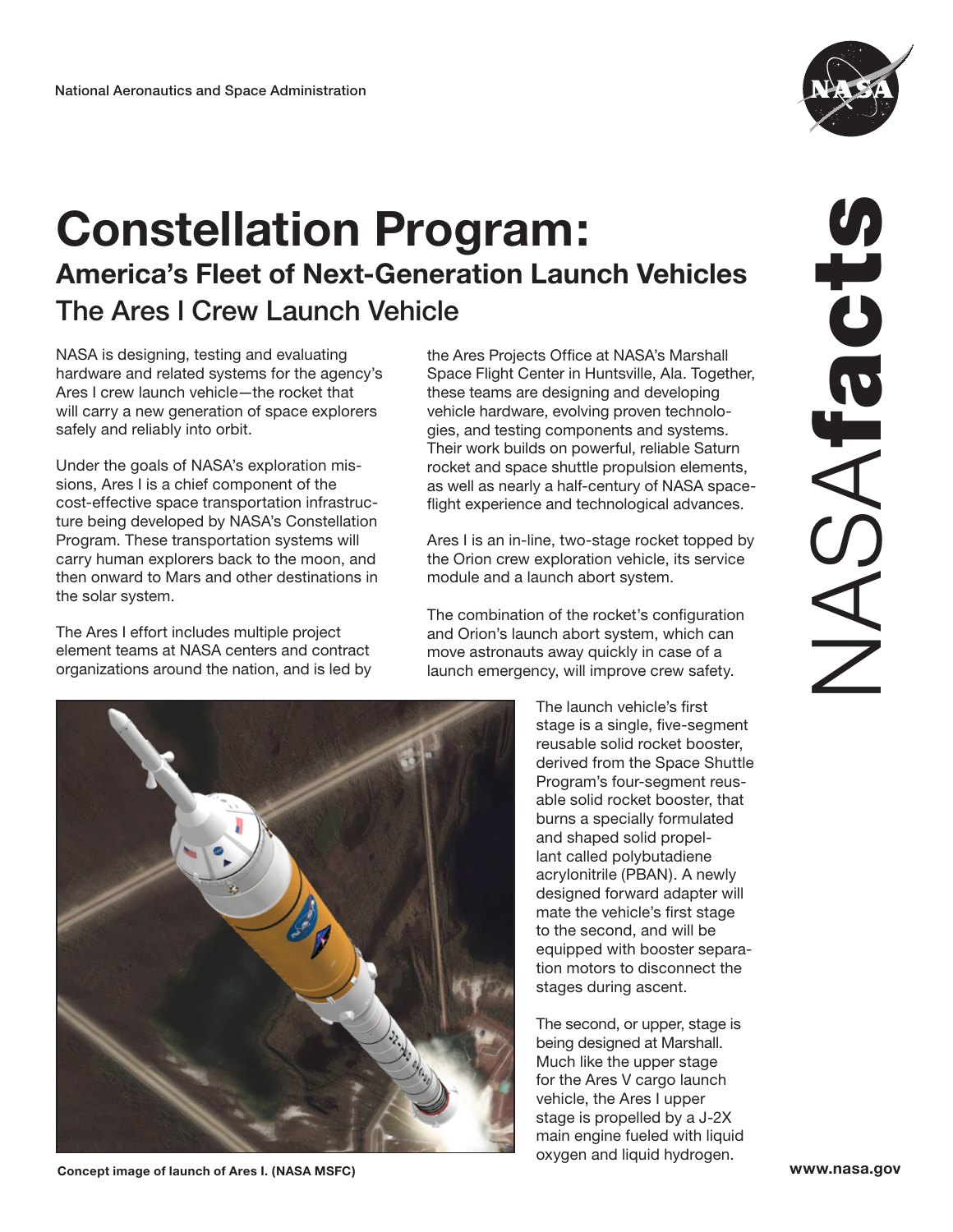National Aeronautics and Space Administration

# Constellation Program:

## America's Fleet of Next-Generation Launch Vehicles

### The Ares I Crew Launch Vehicle

NASA is designing, testing and evaluating hardware and related systems for the agency's Ares I crew launch vehicle—the rocket that will carry a new generation of space explorers safely and reliably into orbit.

Under the goals of NASA's exploration missions, Ares I is a chief component of the cost-effective space transportation infrastructure being developed by NASA's Constellation Program. These transportation systems will carry human explorers back to the moon, and then onward to Mars and other destinations in the solar system.

The Ares I effort includes multiple project element teams at NASA centers and contract organizations around the nation, and is led by the Ares Projects Office at NASA's Marshall Space Flight Center in Huntsville, Ala. Together, these teams are designing and developing vehicle hardware, evolving proven technologies, and testing components and systems. Their work builds on powerful, reliable Saturn rocket and space shuttle propulsion elements, as well as nearly a half-century of NASA spaceflight experience and technological advances.

Ares I is an in-line, two-stage rocket topped by the Orion crew exploration vehicle, its service module and a launch abort system.

The combination of the rocket's configuration and Orion's launch abort system, which can move astronauts away quickly in case of a launch emergency, will improve crew safety.

The launch vehicle's first stage is a single, five-segment reusable solid rocket booster, derived from the Space Shuttle Program's four-segment reusable solid rocket booster, that burns a specially formulated and shaped solid propellant called polybutadiene acrylonitrile (PBAN). A newly designed forward adapter will mate the vehicle's first stage to the second, and will be equipped with booster separation motors to disconnect the stages during ascent.

The second, or upper, stage is being designed at Marshall. Much like the upper stage for the Ares V cargo launch vehicle, the Ares I upper stage is propelled by a J-2X main engine fueled with liquid oxygen and liquid hydrogen.

Concept image of launch of Ares I. (NASA MSFC)

www.nasa.gov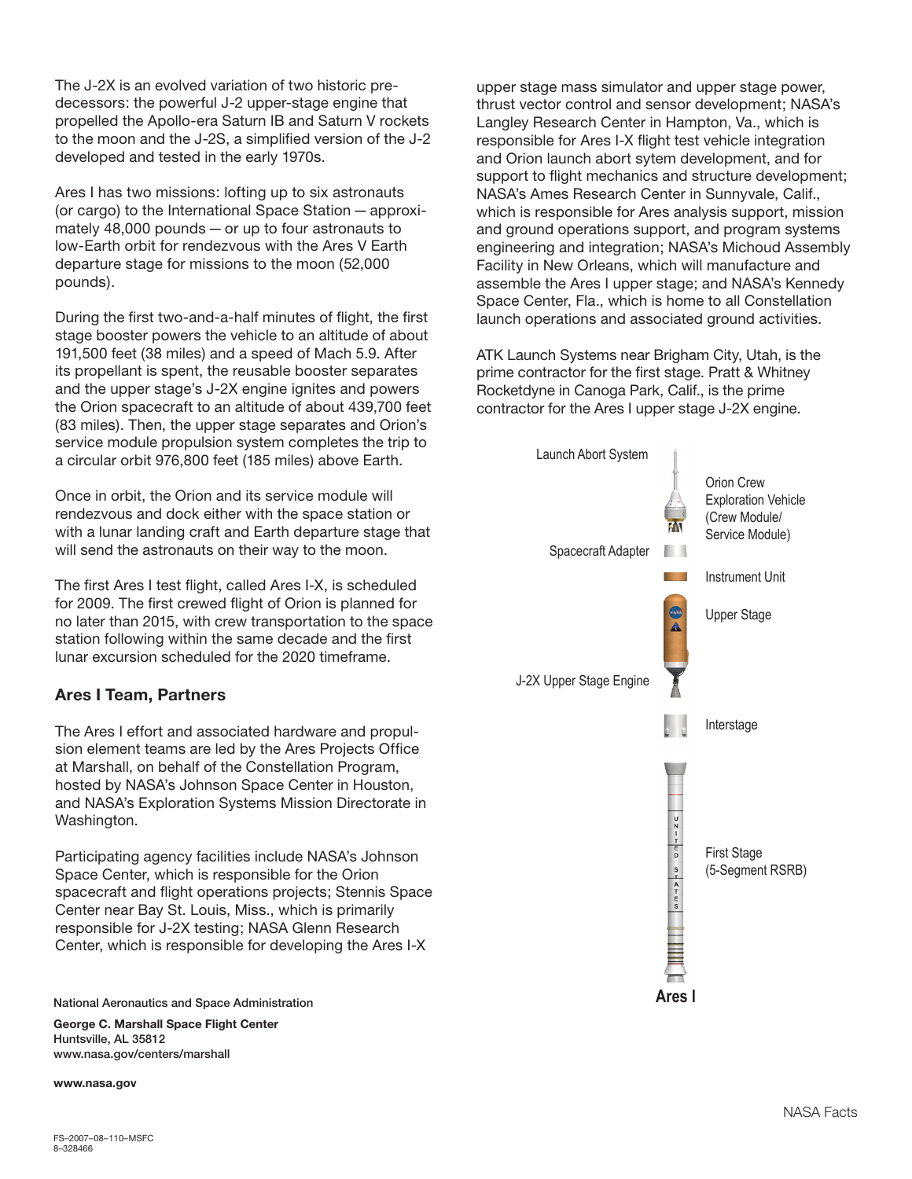The J-2X is an evolved variation of two historic predecessors: the powerful J-2 upper-stage engine that propelled the Apollo-era Saturn IB and Saturn V rockets to the moon and the J-2S, a simplified version of the J-2 developed and tested in the early 1970s.

Ares I has two missions: lofting up to six astronauts (or cargo) to the International Space Station — approximately 48,000 pounds — or up to four astronauts to low-Earth orbit for rendezvous with the Ares V Earth departure stage for missions to the moon (52,000 pounds).

During the first two-and-a-half minutes of flight, the first stage booster powers the vehicle to an altitude of about 191,500 feet (38 miles) and a speed of Mach 5.9. After its propellant is spent, the reusable booster separates and the upper stage's J-2X engine ignites and powers the Orion spacecraft to an altitude of about 439,700 feet (83 miles). Then, the upper stage separates and Orion's service module propulsion system completes the trip to a circular orbit 976,800 feet (185 miles) above Earth.

Once in orbit, the Orion and its service module will rendezvous and dock either with the space station or with a lunar landing craft and Earth departure stage that will send the astronauts on their way to the moon.

The first Ares I test flight, called Ares I-X, is scheduled for 2009. The first crewed flight of Orion is planned for no later than 2015, with crew transportation to the space station following within the same decade and the first lunar excursion scheduled for the 2020 timeframe.

## Ares I Team, Partners

The Ares I effort and associated hardware and propulsion element teams are led by the Ares Projects Office at Marshall, on behalf of the Constellation Program, hosted by NASA's Johnson Space Center in Houston, and NASA's Exploration Systems Mission Directorate in Washington.

Participating agency facilities include NASA's Johnson Space Center, which is responsible for the Orion spacecraft and flight operations projects; Stennis Space Center near Bay St. Louis, Miss., which is primarily responsible for J-2X testing; NASA Glenn Research Center, which is responsible for developing the Ares I-X upper stage mass simulator and upper stage power, thrust vector control and sensor development; NASA's Langley Research Center in Hampton, Va., which is responsible for Ares I-X flight test vehicle integration and Orion launch abort sytem development, and for support to flight mechanics and structure development; NASA's Ames Research Center in Sunnyvale, Calif., which is responsible for Ares analysis support, mission and ground operations support, and program systems engineering and integration; NASA's Michoud Assembly Facility in New Orleans, which will manufacture and assemble the Ares I upper stage; and NASA's Kennedy Space Center, Fla., which is home to all Constellation launch operations and associated ground activities.

ATK Launch Systems near Brigham City, Utah, is the prime contractor for the first stage. Pratt & Whitney Rocketdyne in Canoga Park, Calif., is the prime contractor for the Ares I upper stage J-2X engine.

Launch Abort System

Orion Crew Exploration Vehicle (Crew Module/ Service Module)

Spacecraft Adapter

Instrument Unit

Upper Stage

J-2X Upper Stage Engine

Interstage

First Stage (5-Segment RSRB)

**Ares I**

National Aeronautics and Space Administration

**George C. Marshall Space Flight Center**
**Huntsville, AL 35812**
**www.nasa.gov/centers/marshall**

**www.nasa.gov**

FS–2007–08–110–MSFC
8–328466